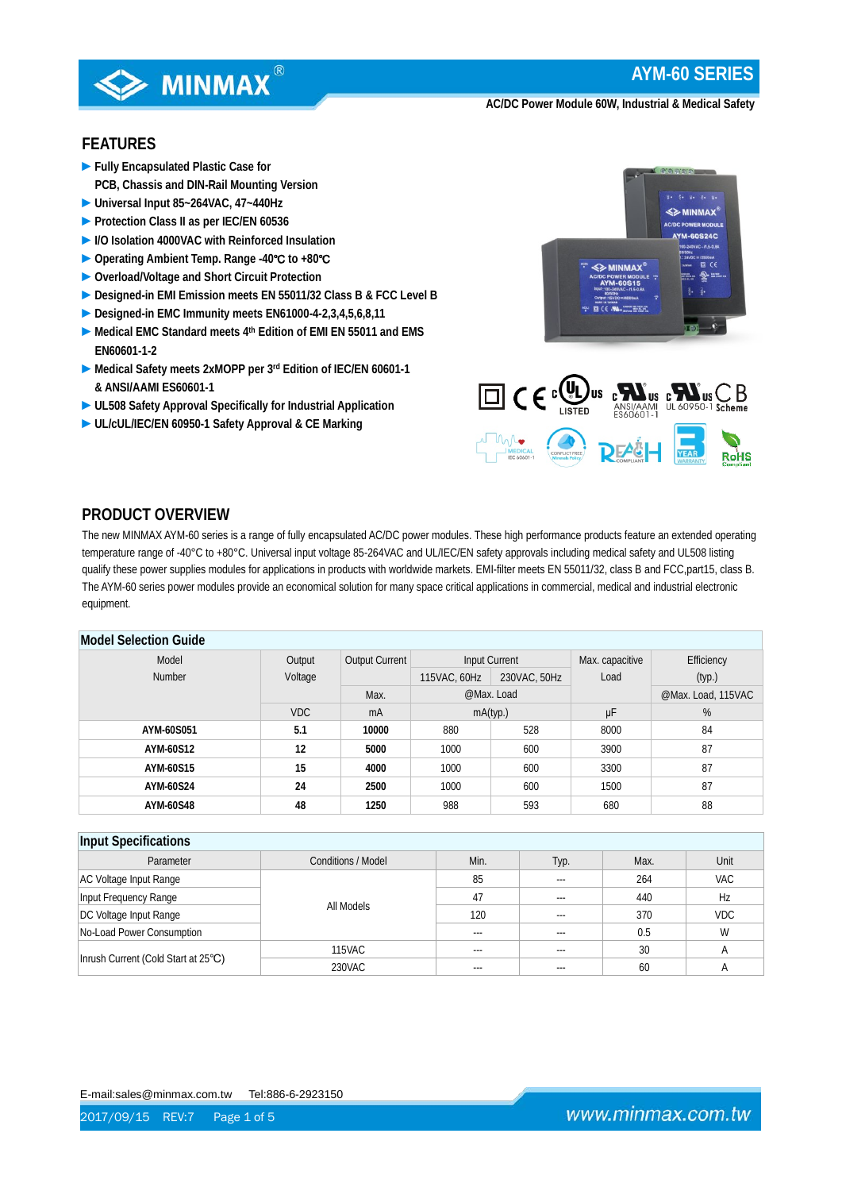# AYM-60 SERIES

AC/DC Power Module 60W, Industrial & Medical Safety

## FEATURES

- Fully Encapsulated Plastic Case for PCB, Chassis and DIN-Rail Mounting Version
- Universal Input 85~264VAC, 47~440Hz
- Protection Class II as per IEC/EN 60536
- I/O Isolation 4000VAC with Reinforced Insulation
- Operating Ambient Temp. Range -40℃ to +80℃
- Overload/Voltage and Short Circuit Protection
- Designed-in EMI Emission meets EN 55011/32 Class B & FCC Level B
- Designed-in EMC Immunity meets EN61000-4-2,3,4,5,6,8,11
- Medical EMC Standard meets 4th Edition of EMI EN 55011 and EMS EN60601-1-2
- Medical Safety meets 2xMOPP per 3rd Edition of IEC/EN 60601-1 & ANSI/AAMI ES60601-1
- UL508 Safety Approval Specifically for Industrial Application
- UL/cUL/IEC/EN 60950-1 Safety Approval & CE Marking

## PRODUCT OVERVIEW

The new MINMAX AYM-60 series is a range of fully encapsulated AC/DC power modules. These high performance products feature an extended operating temperature range of -40°C to +80°C. Universal input voltage 85-264VAC and UL/IEC/EN safety approvals including medical safety and UL508 listing qualify these power supplies modules for applications in products with worldwide markets. EMI-filter meets EN 55011/32, class B and FCC,part15, class B. The AYM-60 series power modules provide an economical solution for many space critical applications in commercial, medical and industrial electronic equipment.

### Model Selection Guide

| Model Number | Output Voltage | Output Current | Input Current | | Max. capacitive Load | Efficiency (typ.) |
|---|---|---|---|---|---|---|
| | | | 115VAC, 60Hz | 230VAC, 50Hz | | |
| | | Max. | @Max. Load | | | @Max. Load, 115VAC |
| | VDC | mA | mA(typ.) | | μF | % |
| **AYM-60S051** | **5.1** | **10000** | 880 | 528 | 8000 | 84 |
| **AYM-60S12** | **12** | **5000** | 1000 | 600 | 3900 | 87 |
| **AYM-60S15** | **15** | **4000** | 1000 | 600 | 3300 | 87 |
| **AYM-60S24** | **24** | **2500** | 1000 | 600 | 1500 | 87 |
| **AYM-60S48** | **48** | **1250** | 988 | 593 | 680 | 88 |

### Input Specifications

| Parameter | Conditions / Model | Min. | Typ. | Max. | Unit |
|---|---|---|---|---|---|
| AC Voltage Input Range | All Models | 85 | --- | 264 | VAC |
| Input Frequency Range | | 47 | --- | 440 | Hz |
| DC Voltage Input Range | | 120 | --- | 370 | VDC |
| No-Load Power Consumption | | --- | --- | 0.5 | W |
| Inrush Current (Cold Start at 25℃) | 115VAC | --- | --- | 30 | A |
| | 230VAC | --- | --- | 60 | A |

E-mail:sales@minmax.com.tw Tel:886-6-2923150

2017/09/15 REV:7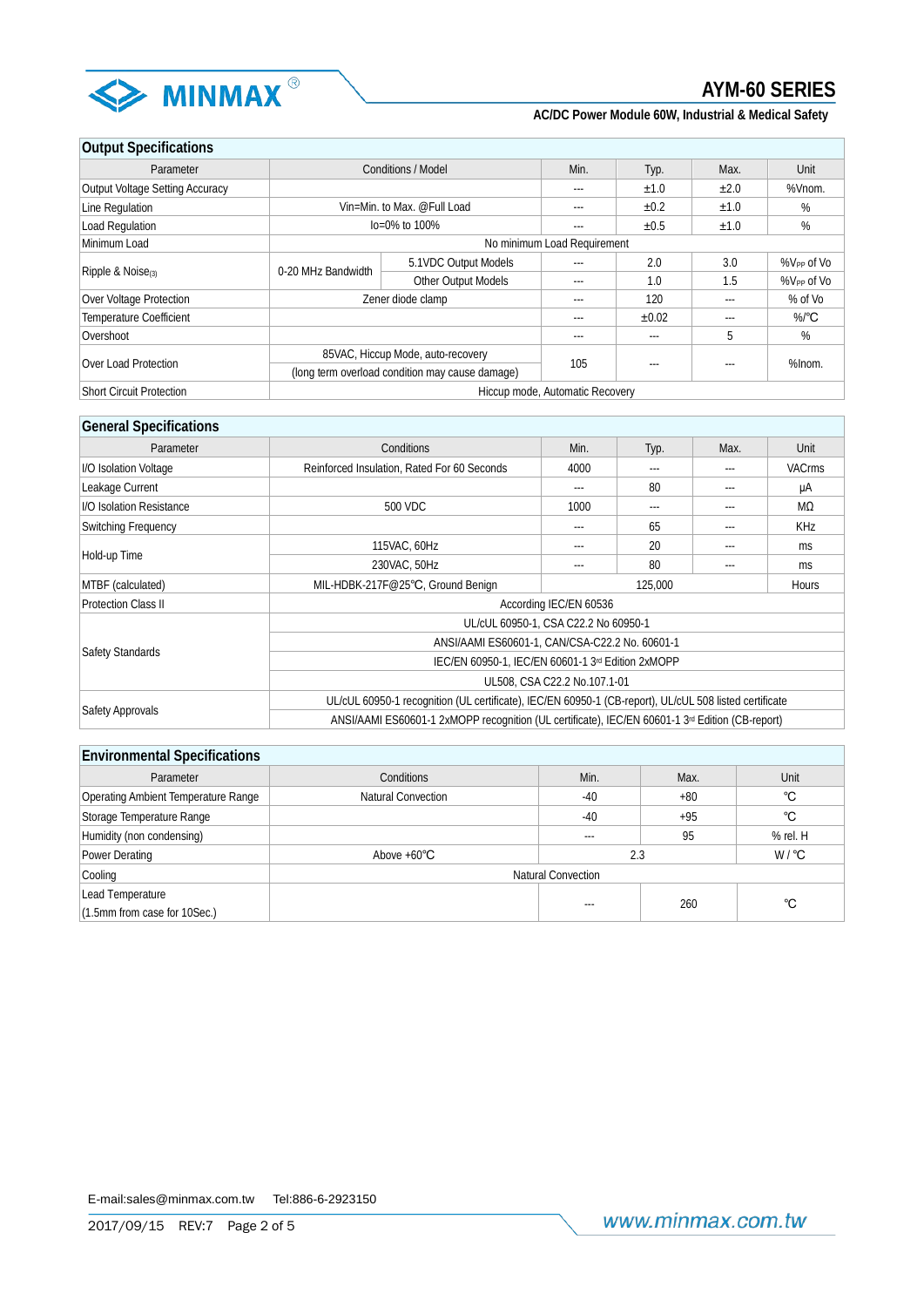## Output Specifications

| Parameter | Conditions / Model | | Min. | Typ. | Max. | Unit |
|---|---|---|---|---|---|---|
| Output Voltage Setting Accuracy | | | --- | ±1.0 | ±2.0 | %Vnom. |
| Line Regulation | Vin=Min. to Max. @Full Load | | --- | ±0.2 | ±1.0 | % |
| Load Regulation | Io=0% to 100% | | --- | ±0.5 | ±1.0 | % |
| Minimum Load | No minimum Load Requirement | | | | | |
| Ripple & Noise(3) | 0-20 MHz Bandwidth | 5.1VDC Output Models | --- | 2.0 | 3.0 | %$V_{PP}$ of Vo |
| | | Other Output Models | --- | 1.0 | 1.5 | %$V_{PP}$ of Vo |
| Over Voltage Protection | Zener diode clamp | | --- | 120 | --- | % of Vo |
| Temperature Coefficient | | | --- | ±0.02 | --- | %/℃ |
| Overshoot | | | --- | --- | 5 | % |
| Over Load Protection | 85VAC, Hiccup Mode, auto-recovery (long term overload condition may cause damage) | | 105 | --- | --- | %Inom. |
| Short Circuit Protection | Hiccup mode, Automatic Recovery | | | | | |

## General Specifications

| Parameter | Conditions | Min. | Typ. | Max. | Unit |
|---|---|---|---|---|---|
| I/O Isolation Voltage | Reinforced Insulation, Rated For 60 Seconds | 4000 | --- | --- | VACrms |
| Leakage Current | | --- | 80 | --- | μA |
| I/O Isolation Resistance | 500 VDC | 1000 | --- | --- | MΩ |
| Switching Frequency | | --- | 65 | --- | KHz |
| Hold-up Time | 115VAC, 60Hz | --- | 20 | --- | ms |
| | 230VAC, 50Hz | --- | 80 | --- | ms |
| MTBF (calculated) | MIL-HDBK-217F@25℃, Ground Benign | 125,000 | | | Hours |
| Protection Class II | According IEC/EN 60536 | | | | |
| Safety Standards | UL/cUL 60950-1, CSA C22.2 No 60950-1 | | | | |
| | ANSI/AAMI ES60601-1, CAN/CSA-C22.2 No. 60601-1 | | | | |
| | IEC/EN 60950-1, IEC/EN 60601-1 3rd Edition 2xMOPP | | | | |
| | UL508, CSA C22.2 No.107.1-01 | | | | |
| Safety Approvals | UL/cUL 60950-1 recognition (UL certificate), IEC/EN 60950-1 (CB-report), UL/cUL 508 listed certificate | | | | |
| | ANSI/AAMI ES60601-1 2xMOPP recognition (UL certificate), IEC/EN 60601-1 3rd Edition (CB-report) | | | | |

## Environmental Specifications

| Parameter | Conditions | Min. | Max. | Unit |
|---|---|---|---|---|
| Operating Ambient Temperature Range | Natural Convection | -40 | +80 | ℃ |
| Storage Temperature Range | | -40 | +95 | ℃ |
| Humidity (non condensing) | | --- | 95 | % rel. H |
| Power Derating | Above +60℃ | 2.3 | | W / ℃ |
| Cooling | Natural Convection | | | |
| Lead Temperature (1.5mm from case for 10Sec.) | | --- | 260 | ℃ |

E-mail:sales@minmax.com.tw Tel:886-6-2923150

2017/09/15 REV:7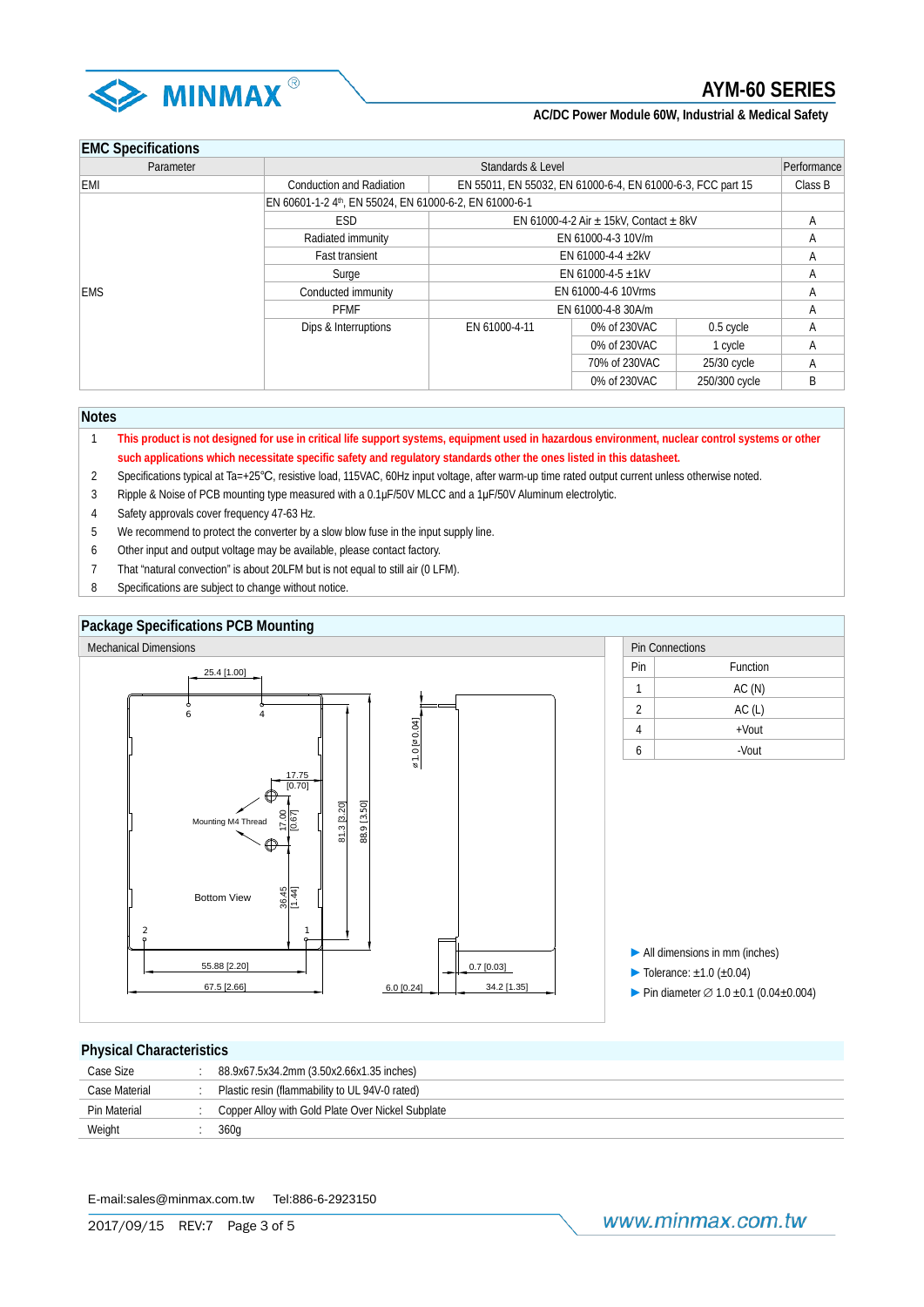## EMC Specifications

| Parameter | Standards & Level | | | | Performance |
|---|---|---|---|---|---|
| EMI | Conduction and Radiation | EN 55011, EN 55032, EN 61000-6-4, EN 61000-6-3, FCC part 15 | | | Class B |
| EMS | EN 60601-1-2 4th, EN 55024, EN 61000-6-2, EN 61000-6-1 | | | | |
| | ESD | EN 61000-4-2 Air ± 15kV, Contact ± 8kV | | | A |
| | Radiated immunity | EN 61000-4-3 10V/m | | | A |
| | Fast transient | EN 61000-4-4 ±2kV | | | A |
| | Surge | EN 61000-4-5 ±1kV | | | A |
| | Conducted immunity | EN 61000-4-6 10Vrms | | | A |
| | PFMF | EN 61000-4-8 30A/m | | | A |
| | Dips & Interruptions | EN 61000-4-11 | 0% of 230VAC | 0.5 cycle | A |
| | | | 0% of 230VAC | 1 cycle | A |
| | | | 70% of 230VAC | 25/30 cycle | A |
| | | | 0% of 230VAC | 250/300 cycle | B |

## Notes

1. **This product is not designed for use in critical life support systems, equipment used in hazardous environment, nuclear control systems or other such applications which necessitate specific safety and regulatory standards other the ones listed in this datasheet.**
2. Specifications typical at Ta=+25℃, resistive load, 115VAC, 60Hz input voltage, after warm-up time rated output current unless otherwise noted.
3. Ripple & Noise of PCB mounting type measured with a 0.1μF/50V MLCC and a 1μF/50V Aluminum electrolytic.
4. Safety approvals cover frequency 47-63 Hz.
5. We recommend to protect the converter by a slow blow fuse in the input supply line.
6. Other input and output voltage may be available, please contact factory.
7. That "natural convection" is about 20LFM but is not equal to still air (0 LFM).
8. Specifications are subject to change without notice.

## Package Specifications PCB Mounting

Mechanical Dimensions

Bottom View — 25.4 [1.00]; 17.75 [0.70]; 17.00 [0.67]; 36.45 [1.44]; 81.3 [3.20]; 88.9 [3.50]; 55.88 [2.20]; 67.5 [2.66]; Mounting M4 Thread; ø 1.0 [ø 0.04]; 0.7 [0.03]; 6.0 [0.24]; 34.2 [1.35]

Pin Connections

| Pin | Function |
|---|---|
| 1 | AC (N) |
| 2 | AC (L) |
| 4 | +Vout |
| 6 | -Vout |

- All dimensions in mm (inches)
- Tolerance: ±1.0 (±0.04)
- Pin diameter ∅ 1.0 ±0.1 (0.04±0.004)

## Physical Characteristics

| | | |
|---|---|---|
| Case Size | : | 88.9x67.5x34.2mm (3.50x2.66x1.35 inches) |
| Case Material | : | Plastic resin (flammability to UL 94V-0 rated) |
| Pin Material | : | Copper Alloy with Gold Plate Over Nickel Subplate |
| Weight | : | 360g |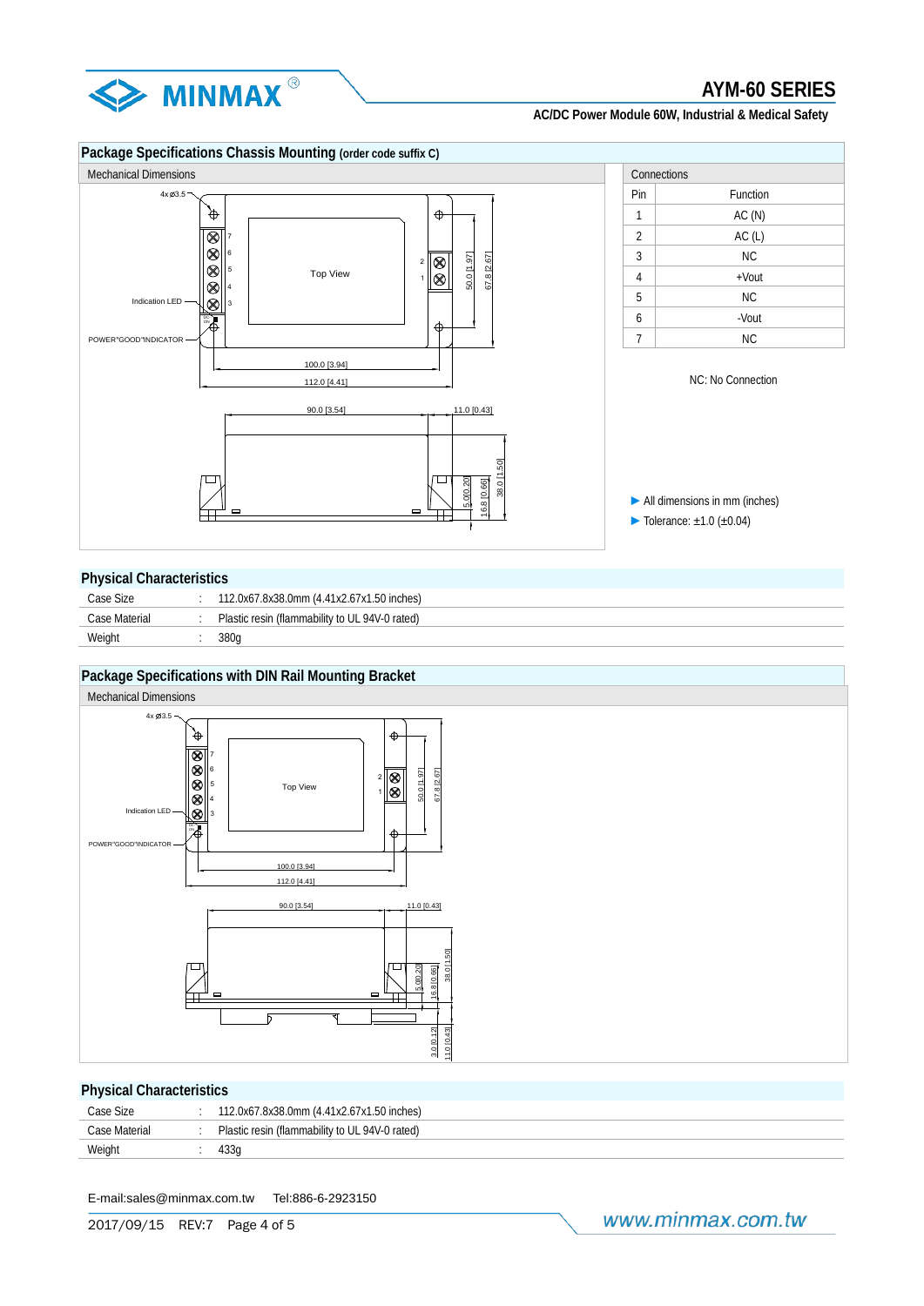## Package Specifications Chassis Mounting (order code suffix C)

Mechanical Dimensions

4x ø3.5

Top View

Indication LED

POWER"GOOD"INDICATOR

100.0 [3.94]

112.0 [4.41]

50.0 [1.97]

67.8 [2.67]

90.0 [3.54]

11.0 [0.43]

5.0 [0.20]

16.8 [0.66]

38.0 [1.50]

| Connections | |
|---|---|
| Pin | Function |
| 1 | AC (N) |
| 2 | AC (L) |
| 3 | NC |
| 4 | +Vout |
| 5 | NC |
| 6 | -Vout |
| 7 | NC |

NC: No Connection

- All dimensions in mm (inches)
- Tolerance: ±1.0 (±0.04)

## Physical Characteristics

| | | |
|---|---|---|
| Case Size | : | 112.0x67.8x38.0mm (4.41x2.67x1.50 inches) |
| Case Material | : | Plastic resin (flammability to UL 94V-0 rated) |
| Weight | : | 380g |

## Package Specifications with DIN Rail Mounting Bracket

Mechanical Dimensions

4x ø3.5

Top View

Indication LED

POWER"GOOD"INDICATOR

100.0 [3.94]

112.0 [4.41]

50.0 [1.97]

67.8 [2.67]

90.0 [3.54]

11.0 [0.43]

5.0 [0.20]

16.8 [0.66]

38.0 [1.50]

3.0 [0.12]

11.0 [0.43]

## Physical Characteristics

| | | |
|---|---|---|
| Case Size | : | 112.0x67.8x38.0mm (4.41x2.67x1.50 inches) |
| Case Material | : | Plastic resin (flammability to UL 94V-0 rated) |
| Weight | : | 433g |

E-mail:sales@minmax.com.tw Tel:886-6-2923150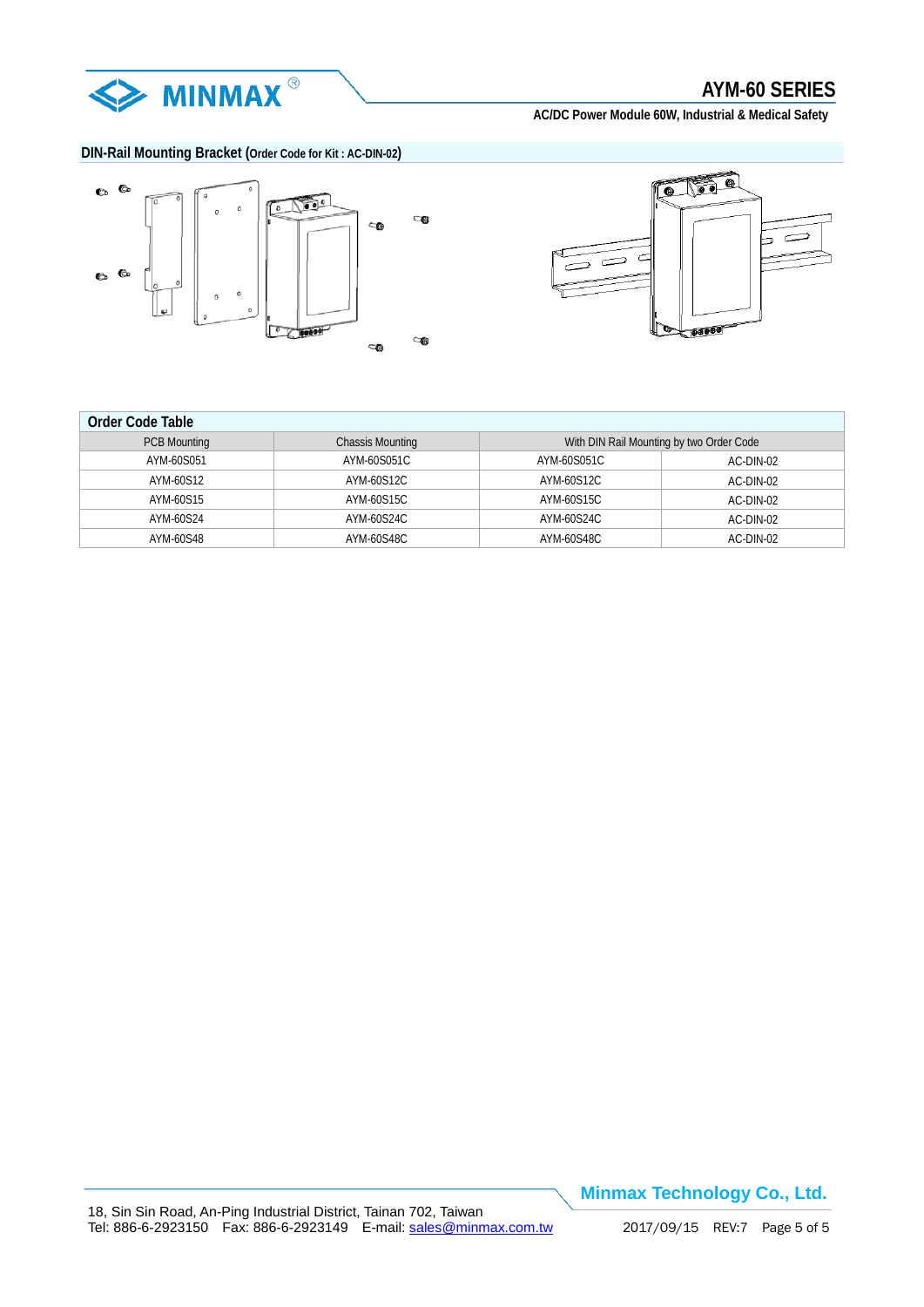## DIN-Rail Mounting Bracket (Order Code for Kit : AC-DIN-02)

## Order Code Table

| PCB Mounting | Chassis Mounting | With DIN Rail Mounting by two Order Code | |
|---|---|---|---|
| AYM-60S051 | AYM-60S051C | AYM-60S051C | AC-DIN-02 |
| AYM-60S12 | AYM-60S12C | AYM-60S12C | AC-DIN-02 |
| AYM-60S15 | AYM-60S15C | AYM-60S15C | AC-DIN-02 |
| AYM-60S24 | AYM-60S24C | AYM-60S24C | AC-DIN-02 |
| AYM-60S48 | AYM-60S48C | AYM-60S48C | AC-DIN-02 |